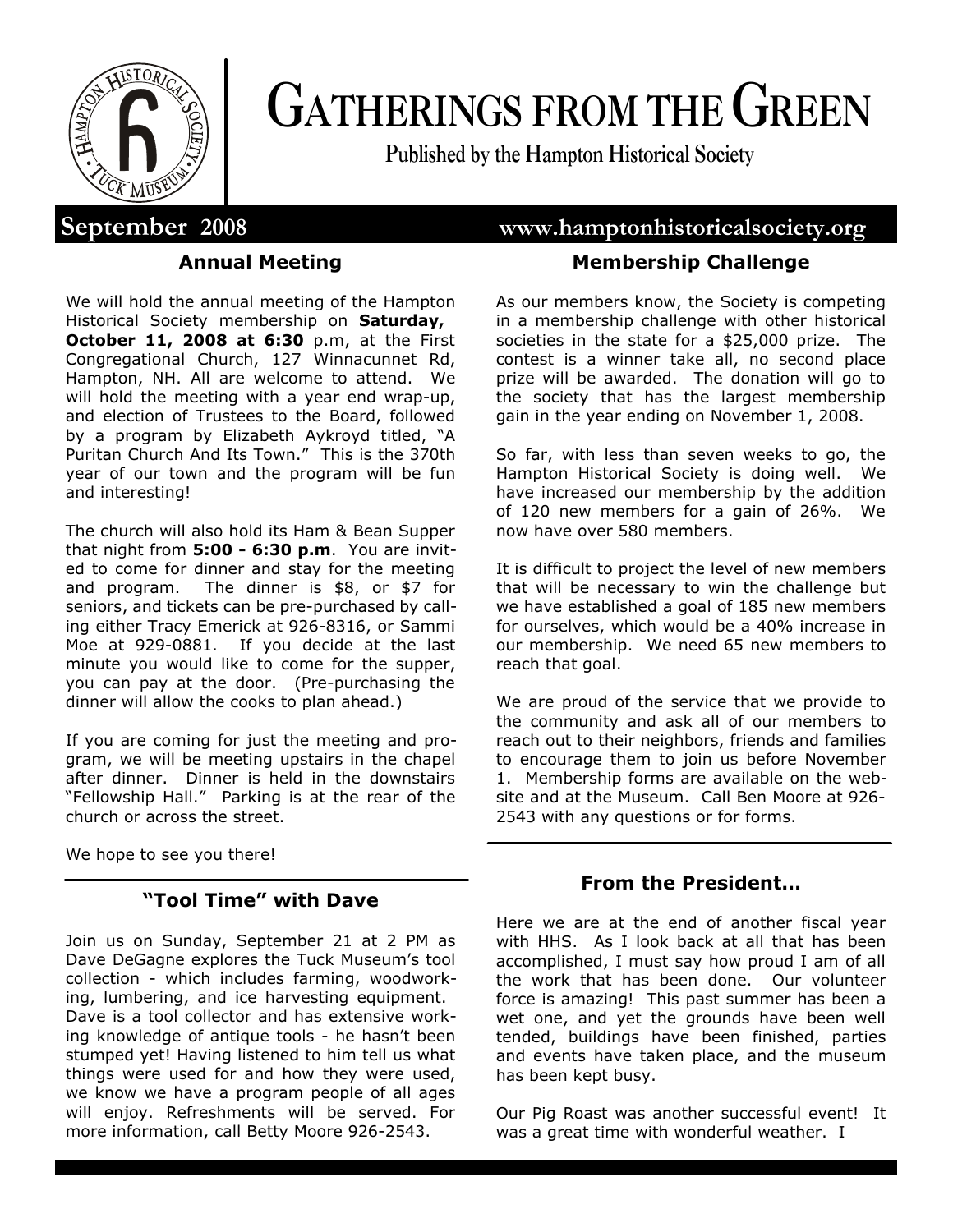# GATHERINGS FROM THE GREEN

**Published by the Hampton Historical Society**

**September 2008** **www.hamptonhistoricalsociety.org**

## Annual Meeting

We will hold the annual meeting of the Hampton Historical Society membership on **Saturday, October 11, 2008 at 6:30** p.m, at the First Congregational Church, 127 Winnacunnet Rd, Hampton, NH. All are welcome to attend. We will hold the meeting with a year end wrap-up, and election of Trustees to the Board, followed by a program by Elizabeth Aykroyd titled, "A Puritan Church And Its Town." This is the 370th year of our town and the program will be fun and interesting!

The church will also hold its Ham & Bean Supper that night from **5:00 - 6:30 p.m**. You are invited to come for dinner and stay for the meeting and program. The dinner is $8, or $7 for seniors, and tickets can be pre-purchased by calling either Tracy Emerick at 926-8316, or Sammi Moe at 929-0881. If you decide at the last minute you would like to come for the supper, you can pay at the door. (Pre-purchasing the dinner will allow the cooks to plan ahead.)

If you are coming for just the meeting and program, we will be meeting upstairs in the chapel after dinner. Dinner is held in the downstairs "Fellowship Hall." Parking is at the rear of the church or across the street.

We hope to see you there!

## "Tool Time" with Dave

Join us on Sunday, September 21 at 2 PM as Dave DeGagne explores the Tuck Museum's tool collection - which includes farming, woodworking, lumbering, and ice harvesting equipment. Dave is a tool collector and has extensive working knowledge of antique tools - he hasn't been stumped yet! Having listened to him tell us what things were used for and how they were used, we know we have a program people of all ages will enjoy. Refreshments will be served. For more information, call Betty Moore 926-2543.

## Membership Challenge

As our members know, the Society is competing in a membership challenge with other historical societies in the state for a $25,000 prize. The contest is a winner take all, no second place prize will be awarded. The donation will go to the society that has the largest membership gain in the year ending on November 1, 2008.

So far, with less than seven weeks to go, the Hampton Historical Society is doing well. We have increased our membership by the addition of 120 new members for a gain of 26%. We now have over 580 members.

It is difficult to project the level of new members that will be necessary to win the challenge but we have established a goal of 185 new members for ourselves, which would be a 40% increase in our membership. We need 65 new members to reach that goal.

We are proud of the service that we provide to the community and ask all of our members to reach out to their neighbors, friends and families to encourage them to join us before November 1. Membership forms are available on the website and at the Museum. Call Ben Moore at 926-2543 with any questions or for forms.

## From the President…

Here we are at the end of another fiscal year with HHS. As I look back at all that has been accomplished, I must say how proud I am of all the work that has been done. Our volunteer force is amazing! This past summer has been a wet one, and yet the grounds have been well tended, buildings have been finished, parties and events have taken place, and the museum has been kept busy.

Our Pig Roast was another successful event! It was a great time with wonderful weather. I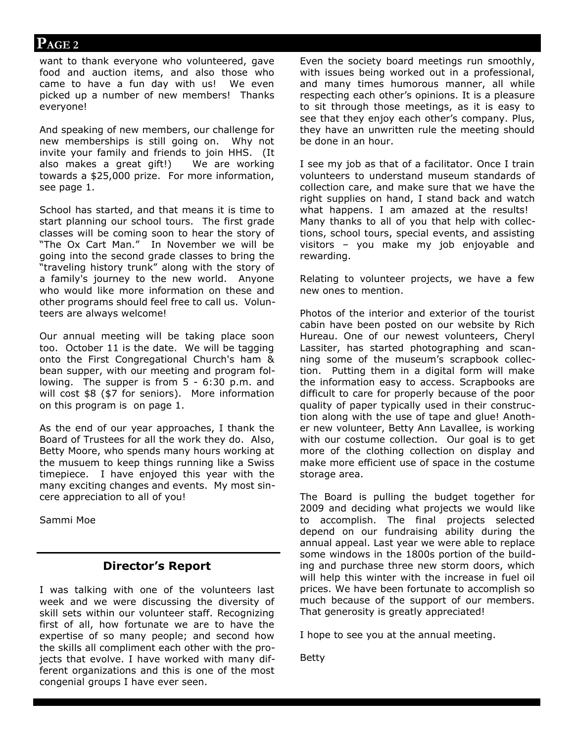want to thank everyone who volunteered, gave food and auction items, and also those who came to have a fun day with us! We even picked up a number of new members! Thanks everyone!

And speaking of new members, our challenge for new memberships is still going on. Why not invite your family and friends to join HHS. (It also makes a great gift!) We are working towards a $25,000 prize. For more information, see page 1.

School has started, and that means it is time to start planning our school tours. The first grade classes will be coming soon to hear the story of "The Ox Cart Man." In November we will be going into the second grade classes to bring the "traveling history trunk" along with the story of a family's journey to the new world. Anyone who would like more information on these and other programs should feel free to call us. Volunteers are always welcome!

Our annual meeting will be taking place soon too. October 11 is the date. We will be tagging onto the First Congregational Church's ham & bean supper, with our meeting and program following. The supper is from 5 - 6:30 p.m. and will cost $8 ($7 for seniors). More information on this program is on page 1.

As the end of our year approaches, I thank the Board of Trustees for all the work they do. Also, Betty Moore, who spends many hours working at the musuem to keep things running like a Swiss timepiece. I have enjoyed this year with the many exciting changes and events. My most sincere appreciation to all of you!

Sammi Moe

## Director's Report

I was talking with one of the volunteers last week and we were discussing the diversity of skill sets within our volunteer staff. Recognizing first of all, how fortunate we are to have the expertise of so many people; and second how the skills all compliment each other with the projects that evolve. I have worked with many different organizations and this is one of the most congenial groups I have ever seen.

Even the society board meetings run smoothly, with issues being worked out in a professional, and many times humorous manner, all while respecting each other's opinions. It is a pleasure to sit through those meetings, as it is easy to see that they enjoy each other's company. Plus, they have an unwritten rule the meeting should be done in an hour.

I see my job as that of a facilitator. Once I train volunteers to understand museum standards of collection care, and make sure that we have the right supplies on hand, I stand back and watch what happens. I am amazed at the results! Many thanks to all of you that help with collections, school tours, special events, and assisting visitors – you make my job enjoyable and rewarding.

Relating to volunteer projects, we have a few new ones to mention.

Photos of the interior and exterior of the tourist cabin have been posted on our website by Rich Hureau. One of our newest volunteers, Cheryl Lassiter, has started photographing and scanning some of the museum's scrapbook collection. Putting them in a digital form will make the information easy to access. Scrapbooks are difficult to care for properly because of the poor quality of paper typically used in their construction along with the use of tape and glue! Another new volunteer, Betty Ann Lavallee, is working with our costume collection. Our goal is to get more of the clothing collection on display and make more efficient use of space in the costume storage area.

The Board is pulling the budget together for 2009 and deciding what projects we would like to accomplish. The final projects selected depend on our fundraising ability during the annual appeal. Last year we were able to replace some windows in the 1800s portion of the building and purchase three new storm doors, which will help this winter with the increase in fuel oil prices. We have been fortunate to accomplish so much because of the support of our members. That generosity is greatly appreciated!

I hope to see you at the annual meeting.

Betty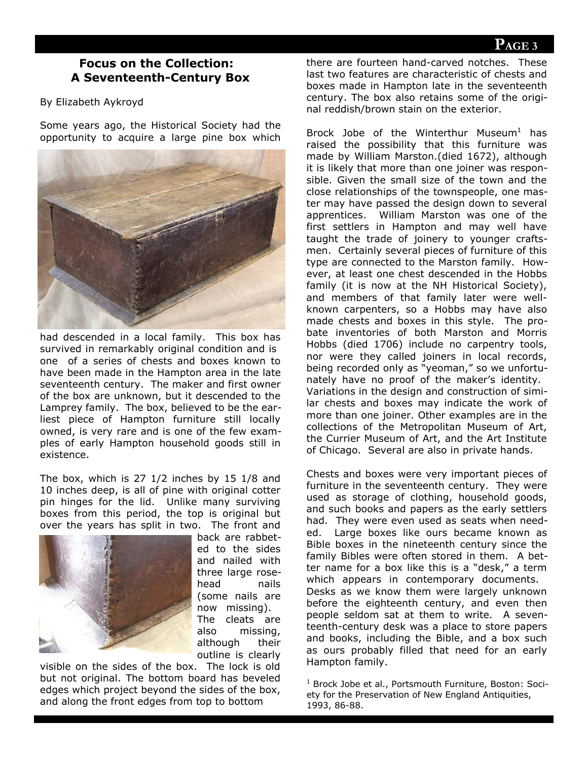## Focus on the Collection: A Seventeenth-Century Box

By Elizabeth Aykroyd

Some years ago, the Historical Society had the opportunity to acquire a large pine box which had descended in a local family. This box has survived in remarkably original condition and is one of a series of chests and boxes known to have been made in the Hampton area in the late seventeenth century. The maker and first owner of the box are unknown, but it descended to the Lamprey family. The box, believed to be the earliest piece of Hampton furniture still locally owned, is very rare and is one of the few examples of early Hampton household goods still in existence.

The box, which is 27 1/2 inches by 15 1/8 and 10 inches deep, is all of pine with original cotter pin hinges for the lid. Unlike many surviving boxes from this period, the top is original but over the years has split in two. The front and back are rabbeted to the sides and nailed with three large rosehead nails (some nails are now missing). The cleats are also missing, although their outline is clearly visible on the sides of the box. The lock is old but not original. The bottom board has beveled edges which project beyond the sides of the box, and along the front edges from top to bottom there are fourteen hand-carved notches. These last two features are characteristic of chests and boxes made in Hampton late in the seventeenth century. The box also retains some of the original reddish/brown stain on the exterior.

Brock Jobe of the Winterthur Museum[1] has raised the possibility that this furniture was made by William Marston.(died 1672), although it is likely that more than one joiner was responsible. Given the small size of the town and the close relationships of the townspeople, one master may have passed the design down to several apprentices. William Marston was one of the first settlers in Hampton and may well have taught the trade of joinery to younger craftsmen. Certainly several pieces of furniture of this type are connected to the Marston family. However, at least one chest descended in the Hobbs family (it is now at the NH Historical Society), and members of that family later were well-known carpenters, so a Hobbs may have also made chests and boxes in this style. The probate inventories of both Marston and Morris Hobbs (died 1706) include no carpentry tools, nor were they called joiners in local records, being recorded only as "yeoman," so we unfortunately have no proof of the maker's identity. Variations in the design and construction of similar chests and boxes may indicate the work of more than one joiner. Other examples are in the collections of the Metropolitan Museum of Art, the Currier Museum of Art, and the Art Institute of Chicago. Several are also in private hands.

Chests and boxes were very important pieces of furniture in the seventeenth century. They were used as storage of clothing, household goods, and such books and papers as the early settlers had. They were even used as seats when needed. Large boxes like ours became known as Bible boxes in the nineteenth century since the family Bibles were often stored in them. A better name for a box like this is a "desk," a term which appears in contemporary documents. Desks as we know them were largely unknown before the eighteenth century, and even then people seldom sat at them to write. A seventeenth-century desk was a place to store papers and books, including the Bible, and a box such as ours probably filled that need for an early Hampton family.

[1] Brock Jobe et al., Portsmouth Furniture, Boston: Society for the Preservation of New England Antiquities, 1993, 86-88.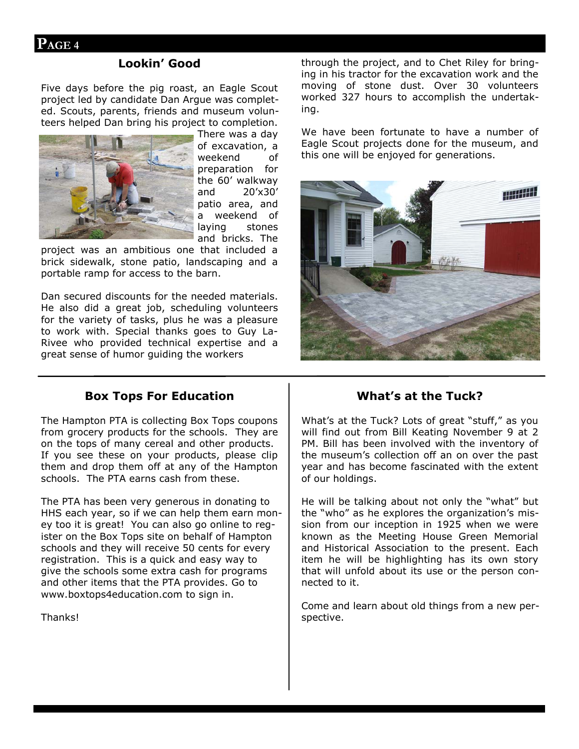## Lookin' Good

Five days before the pig roast, an Eagle Scout project led by candidate Dan Argue was completed. Scouts, parents, friends and museum volunteers helped Dan bring his project to completion. There was a day of excavation, a weekend of preparation for the 60' walkway and 20'x30' patio area, and a weekend of laying stones and bricks. The project was an ambitious one that included a brick sidewalk, stone patio, landscaping and a portable ramp for access to the barn.

Dan secured discounts for the needed materials. He also did a great job, scheduling volunteers for the variety of tasks, plus he was a pleasure to work with. Special thanks goes to Guy LaRivee who provided technical expertise and a great sense of humor guiding the workers through the project, and to Chet Riley for bringing in his tractor for the excavation work and the moving of stone dust. Over 30 volunteers worked 327 hours to accomplish the undertaking.

We have been fortunate to have a number of Eagle Scout projects done for the museum, and this one will be enjoyed for generations.

## Box Tops For Education

The Hampton PTA is collecting Box Tops coupons from grocery products for the schools. They are on the tops of many cereal and other products. If you see these on your products, please clip them and drop them off at any of the Hampton schools. The PTA earns cash from these.

The PTA has been very generous in donating to HHS each year, so if we can help them earn money too it is great! You can also go online to register on the Box Tops site on behalf of Hampton schools and they will receive 50 cents for every registration. This is a quick and easy way to give the schools some extra cash for programs and other items that the PTA provides. Go to www.boxtops4education.com to sign in.

Thanks!

## What's at the Tuck?

What's at the Tuck? Lots of great "stuff," as you will find out from Bill Keating November 9 at 2 PM. Bill has been involved with the inventory of the museum's collection off an on over the past year and has become fascinated with the extent of our holdings.

He will be talking about not only the "what" but the "who" as he explores the organization's mission from our inception in 1925 when we were known as the Meeting House Green Memorial and Historical Association to the present. Each item he will be highlighting has its own story that will unfold about its use or the person connected to it.

Come and learn about old things from a new perspective.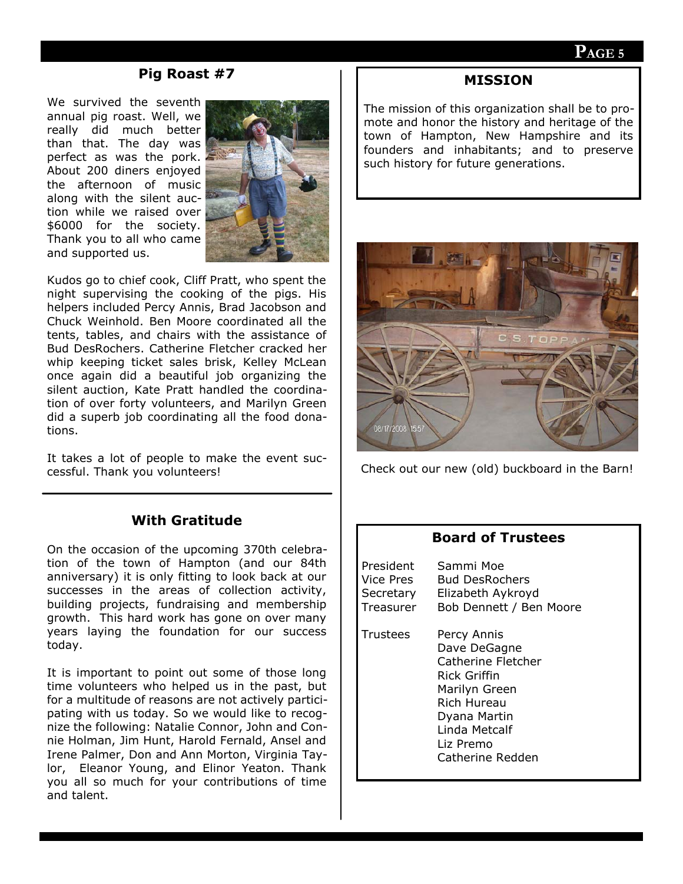## Pig Roast #7

We survived the seventh annual pig roast. Well, we really did much better than that. The day was perfect as was the pork. About 200 diners enjoyed the afternoon of music along with the silent auction while we raised over $6000 for the society. Thank you to all who came and supported us.

Kudos go to chief cook, Cliff Pratt, who spent the night supervising the cooking of the pigs. His helpers included Percy Annis, Brad Jacobson and Chuck Weinhold. Ben Moore coordinated all the tents, tables, and chairs with the assistance of Bud DesRochers. Catherine Fletcher cracked her whip keeping ticket sales brisk, Kelley McLean once again did a beautiful job organizing the silent auction, Kate Pratt handled the coordination of over forty volunteers, and Marilyn Green did a superb job coordinating all the food donations.

It takes a lot of people to make the event successful. Thank you volunteers!

## With Gratitude

On the occasion of the upcoming 370th celebration of the town of Hampton (and our 84th anniversary) it is only fitting to look back at our successes in the areas of collection activity, building projects, fundraising and membership growth. This hard work has gone on over many years laying the foundation for our success today.

It is important to point out some of those long time volunteers who helped us in the past, but for a multitude of reasons are not actively participating with us today. So we would like to recognize the following: Natalie Connor, John and Connie Holman, Jim Hunt, Harold Fernald, Ansel and Irene Palmer, Don and Ann Morton, Virginia Taylor, Eleanor Young, and Elinor Yeaton. Thank you all so much for your contributions of time and talent.

## MISSION

The mission of this organization shall be to promote and honor the history and heritage of the town of Hampton, New Hampshire and its founders and inhabitants; and to preserve such history for future generations.

Check out our new (old) buckboard in the Barn!

## Board of Trustees

| | |
|---|---|
| President | Sammi Moe |
| Vice Pres | Bud DesRochers |
| Secretary | Elizabeth Aykroyd |
| Treasurer | Bob Dennett / Ben Moore |
| Trustees | Percy Annis |
| | Dave DeGagne |
| | Catherine Fletcher |
| | Rick Griffin |
| | Marilyn Green |
| | Rich Hureau |
| | Dyana Martin |
| | Linda Metcalf |
| | Liz Premo |
| | Catherine Redden |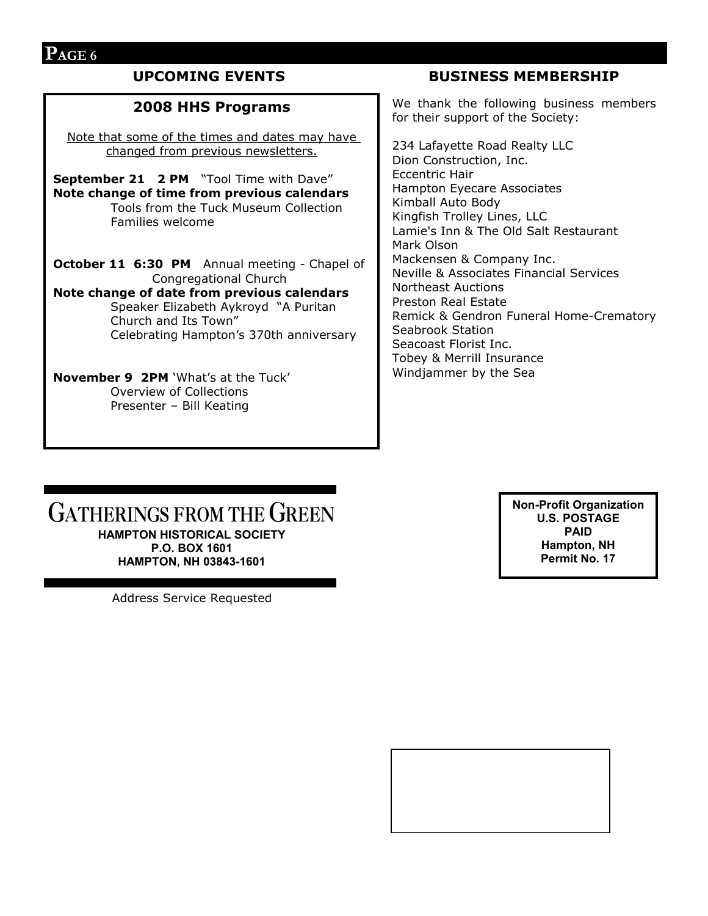## UPCOMING EVENTS

### 2008 HHS Programs

Note that some of the times and dates may have changed from previous newsletters.

**September 21 2 PM** "Tool Time with Dave"
**Note change of time from previous calendars**
Tools from the Tuck Museum Collection
Families welcome

**October 11 6:30 PM** Annual meeting - Chapel of Congregational Church
**Note change of date from previous calendars**
Speaker Elizabeth Aykroyd "A Puritan Church and Its Town"
Celebrating Hampton's 370th anniversary

**November 9 2PM** 'What's at the Tuck'
Overview of Collections
Presenter – Bill Keating

## BUSINESS MEMBERSHIP

We thank the following business members for their support of the Society:

234 Lafayette Road Realty LLC
Dion Construction, Inc.
Eccentric Hair
Hampton Eyecare Associates
Kimball Auto Body
Kingfish Trolley Lines, LLC
Lamie's Inn & The Old Salt Restaurant
Mark Olson
Mackensen & Company Inc.
Neville & Associates Financial Services
Northeast Auctions
Preston Real Estate
Remick & Gendron Funeral Home-Crematory
Seabrook Station
Seacoast Florist Inc.
Tobey & Merrill Insurance
Windjammer by the Sea

# GATHERINGS FROM THE GREEN

**HAMPTON HISTORICAL SOCIETY**
**P.O. BOX 1601**
**HAMPTON, NH 03843-1601**

Address Service Requested

**Non-Profit Organization**
**U.S. POSTAGE**
**PAID**
**Hampton, NH**
**Permit No. 17**